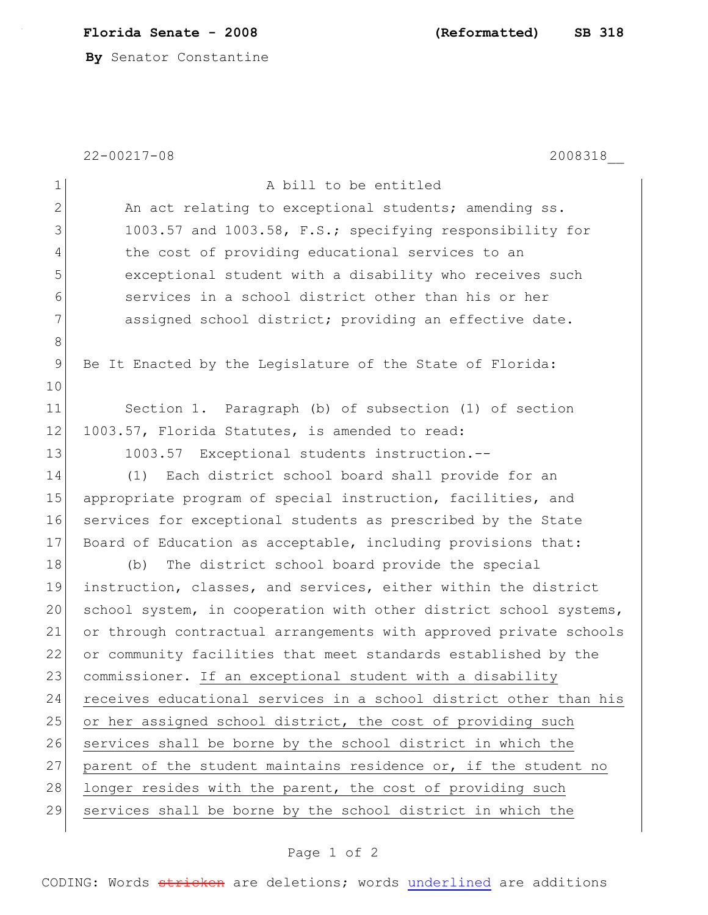**Florida Senate - 2008** **(Reformatted)** **SB 318**

**By** Senator Constantine

22-00217-08 2008318__

A bill to be entitled

An act relating to exceptional students; amending ss. 1003.57 and 1003.58, F.S.; specifying responsibility for the cost of providing educational services to an exceptional student with a disability who receives such services in a school district other than his or her assigned school district; providing an effective date.

Be It Enacted by the Legislature of the State of Florida:

Section 1. Paragraph (b) of subsection (1) of section 1003.57, Florida Statutes, is amended to read:

1003.57 Exceptional students instruction.--

(1) Each district school board shall provide for an appropriate program of special instruction, facilities, and services for exceptional students as prescribed by the State Board of Education as acceptable, including provisions that:

(b) The district school board provide the special instruction, classes, and services, either within the district school system, in cooperation with other district school systems, or through contractual arrangements with approved private schools or community facilities that meet standards established by the commissioner. <u>If an exceptional student with a disability receives educational services in a school district other than his or her assigned school district, the cost of providing such services shall be borne by the school district in which the parent of the student maintains residence or, if the student no longer resides with the parent, the cost of providing such services shall be borne by the school district in which the</u>

CODING: Words ~~stricken~~ are deletions; words <u>underlined</u> are additions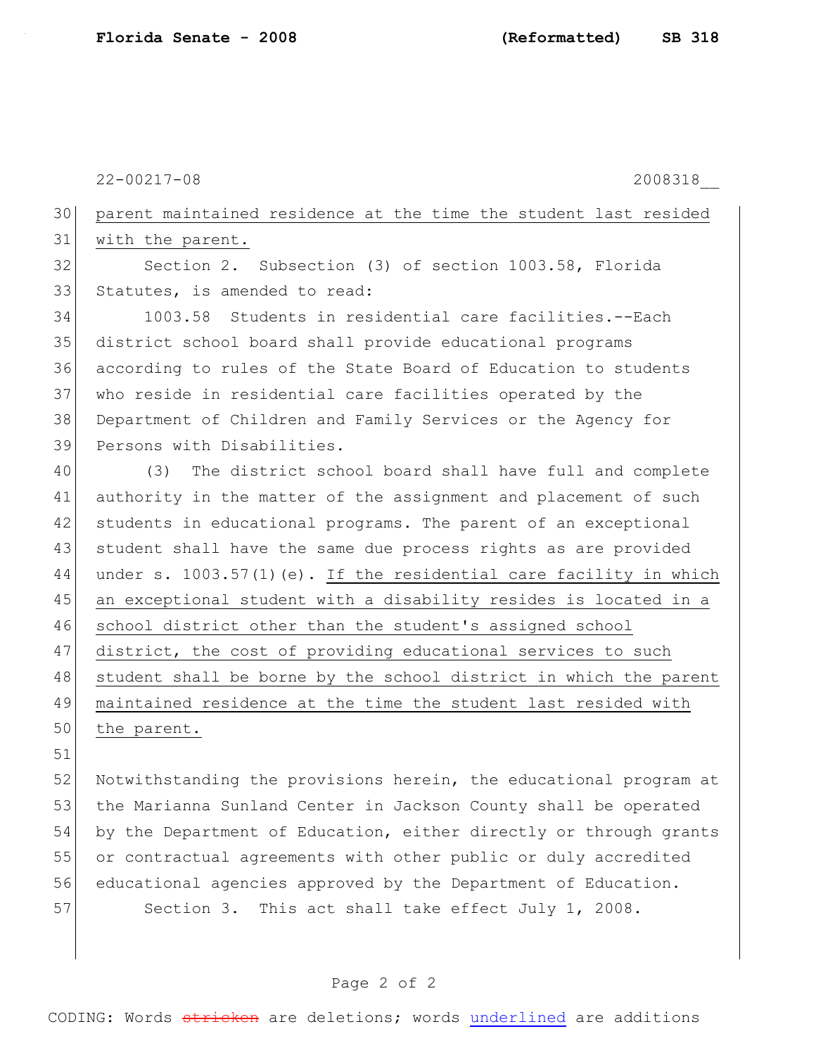parent maintained residence at the time the student last resided with the parent.

Section 2. Subsection (3) of section 1003.58, Florida Statutes, is amended to read:

1003.58 Students in residential care facilities.--Each district school board shall provide educational programs according to rules of the State Board of Education to students who reside in residential care facilities operated by the Department of Children and Family Services or the Agency for Persons with Disabilities.

(3) The district school board shall have full and complete authority in the matter of the assignment and placement of such students in educational programs. The parent of an exceptional student shall have the same due process rights as are provided under s. 1003.57(1)(e). If the residential care facility in which an exceptional student with a disability resides is located in a school district other than the student's assigned school district, the cost of providing educational services to such student shall be borne by the school district in which the parent maintained residence at the time the student last resided with the parent.

Notwithstanding the provisions herein, the educational program at the Marianna Sunland Center in Jackson County shall be operated by the Department of Education, either directly or through grants or contractual agreements with other public or duly accredited educational agencies approved by the Department of Education.

Section 3. This act shall take effect July 1, 2008.